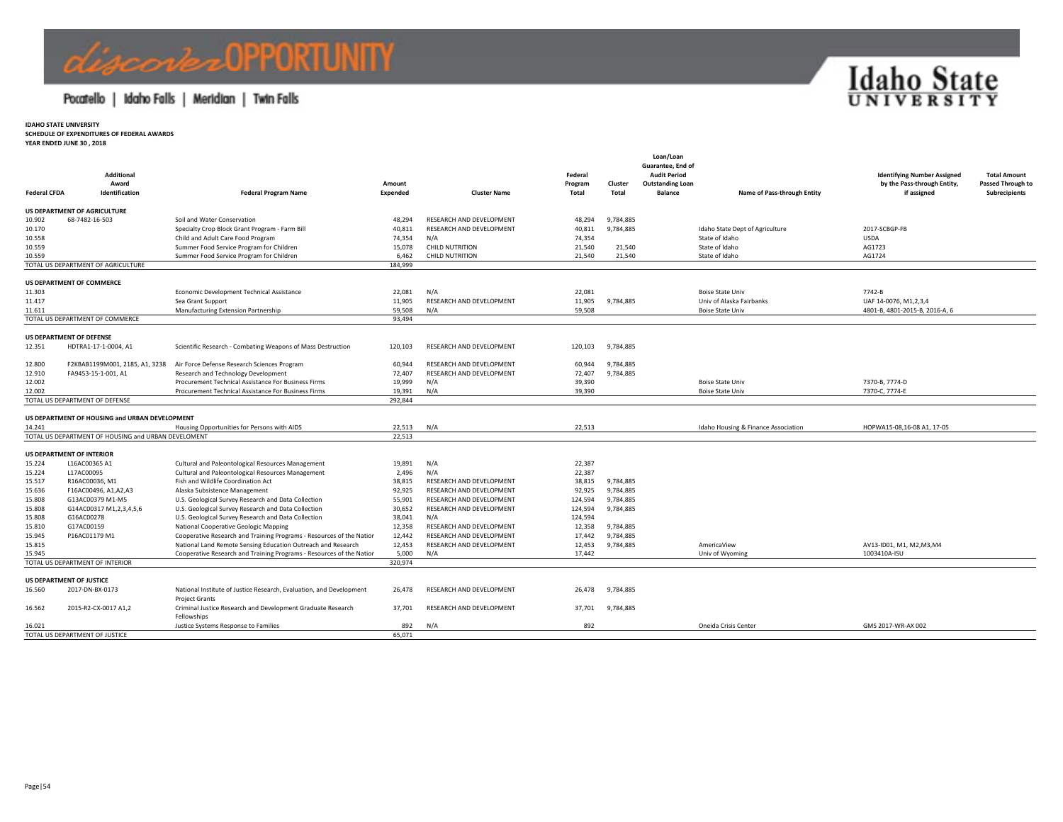**IDAHO STATE UNIVERSITY**
**SCHEDULE OF EXPENDITURES OF FEDERAL AWARDS**
**YEAR ENDED JUNE 30 , 2018**

| Federal CFDA | Additional Award Identification | Federal Program Name | Amount Expended | Cluster Name | Federal Program Total | Cluster Total | Loan/Loan Guarantee, End of Audit Period Outstanding Loan Balance | Name of Pass-through Entity | Identifying Number Assigned by the Pass-through Entity, if assigned | Total Amount Passed Through to Subrecipients |
|---|---|---|---|---|---|---|---|---|---|---|
| **US DEPARTMENT OF AGRICULTURE** | | | | | | | | | | |
| 10.902 | 68-7482-16-503 | Soil and Water Conservation | 48,294 | RESEARCH AND DEVELOPMENT | 48,294 | 9,784,885 | | | | |
| 10.170 | | Specialty Crop Block Grant Program - Farm Bill | 40,811 | RESEARCH AND DEVELOPMENT | 40,811 | 9,784,885 | | Idaho State Dept of Agriculture | 2017-SCBGP-FB | |
| 10.558 | | Child and Adult Care Food Program | 74,354 | N/A | 74,354 | | | State of Idaho | USDA | |
| 10.559 | | Summer Food Service Program for Children | 15,078 | CHILD NUTRITION | 21,540 | 21,540 | | State of Idaho | AG1723 | |
| 10.559 | | Summer Food Service Program for Children | 6,462 | CHILD NUTRITION | 21,540 | 21,540 | | State of Idaho | AG1724 | |
| TOTAL US DEPARTMENT OF AGRICULTURE | | | 184,999 | | | | | | | |
| **US DEPARTMENT OF COMMERCE** | | | | | | | | | | |
| 11.303 | | Economic Development Technical Assistance | 22,081 | N/A | 22,081 | | | Boise State Univ | 7742-B | |
| 11.417 | | Sea Grant Support | 11,905 | RESEARCH AND DEVELOPMENT | 11,905 | 9,784,885 | | Univ of Alaska Fairbanks | UAF 14-0076, M1,2,3,4 | |
| 11.611 | | Manufacturing Extension Partnership | 59,508 | N/A | 59,508 | | | Boise State Univ | 4801-B, 4801-2015-B, 2016-A, 6 | |
| TOTAL US DEPARTMENT OF COMMERCE | | | 93,494 | | | | | | | |
| **US DEPARTMENT OF DEFENSE** | | | | | | | | | | |
| 12.351 | HDTRA1-17-1-0004, A1 | Scientific Research - Combating Weapons of Mass Destruction | 120,103 | RESEARCH AND DEVELOPMENT | 120,103 | 9,784,885 | | | | |
| 12.800 | F2KBAB1199M001, 2185, A1, 3238 | Air Force Defense Research Sciences Program | 60,944 | RESEARCH AND DEVELOPMENT | 60,944 | 9,784,885 | | | | |
| 12.910 | FA9453-15-1-001, A1 | Research and Technology Development | 72,407 | RESEARCH AND DEVELOPMENT | 72,407 | 9,784,885 | | | | |
| 12.002 | | Procurement Technical Assistance For Business Firms | 19,999 | N/A | 39,390 | | | Boise State Univ | 7370-B, 7774-D | |
| 12.002 | | Procurement Technical Assistance For Business Firms | 19,391 | N/A | 39,390 | | | Boise State Univ | 7370-C, 7774-E | |
| TOTAL US DEPARTMENT OF DEFENSE | | | 292,844 | | | | | | | |
| **US DEPARTMENT OF HOUSING and URBAN DEVELOPMENT** | | | | | | | | | | |
| 14.241 | | Housing Opportunities for Persons with AIDS | 22,513 | N/A | 22,513 | | | Idaho Housing & Finance Association | HOPWA15-08,16-08 A1, 17-05 | |
| TOTAL US DEPARTMENT OF HOUSING and URBAN DEVELOMENT | | | 22,513 | | | | | | | |
| **US DEPARTMENT OF INTERIOR** | | | | | | | | | | |
| 15.224 | L16AC00365 A1 | Cultural and Paleontological Resources Management | 19,891 | N/A | 22,387 | | | | | |
| 15.224 | L17AC00095 | Cultural and Paleontological Resources Management | 2,496 | N/A | 22,387 | | | | | |
| 15.517 | R16AC00036, M1 | Fish and Wildlife Coordination Act | 38,815 | RESEARCH AND DEVELOPMENT | 38,815 | 9,784,885 | | | | |
| 15.636 | F16AC00496, A1,A2,A3 | Alaska Subsistence Management | 92,925 | RESEARCH AND DEVELOPMENT | 92,925 | 9,784,885 | | | | |
| 15.808 | G13AC00379 M1-M5 | U.S. Geological Survey Research and Data Collection | 55,901 | RESEARCH AND DEVELOPMENT | 124,594 | 9,784,885 | | | | |
| 15.808 | G14AC00317 M1,2,3,4,5,6 | U.S. Geological Survey Research and Data Collection | 30,652 | RESEARCH AND DEVELOPMENT | 124,594 | 9,784,885 | | | | |
| 15.808 | G16AC00278 | U.S. Geological Survey Research and Data Collection | 38,041 | N/A | 124,594 | | | | | |
| 15.810 | G17AC00159 | National Cooperative Geologic Mapping | 12,358 | RESEARCH AND DEVELOPMENT | 12,358 | 9,784,885 | | | | |
| 15.945 | P16AC01179 M1 | Cooperative Research and Training Programs - Resources of the Natior | 12,442 | RESEARCH AND DEVELOPMENT | 17,442 | 9,784,885 | | | | |
| 15.815 | | National Land Remote Sensing Education Outreach and Research | 12,453 | RESEARCH AND DEVELOPMENT | 12,453 | 9,784,885 | | AmericaView | AV13-ID01, M1, M2,M3,M4 | |
| 15.945 | | Cooperative Research and Training Programs - Resources of the Natior | 5,000 | N/A | 17,442 | | | Univ of Wyoming | 1003410A-ISU | |
| TOTAL US DEPARTMENT OF INTERIOR | | | 320,974 | | | | | | | |
| **US DEPARTMENT OF JUSTICE** | | | | | | | | | | |
| 16.560 | 2017-DN-BX-0173 | National Institute of Justice Research, Evaluation, and Development Project Grants | 26,478 | RESEARCH AND DEVELOPMENT | 26,478 | 9,784,885 | | | | |
| 16.562 | 2015-R2-CX-0017 A1,2 | Criminal Justice Research and Development Graduate Research Fellowships | 37,701 | RESEARCH AND DEVELOPMENT | 37,701 | 9,784,885 | | | | |
| 16.021 | | Justice Systems Response to Families | 892 | N/A | 892 | | | Oneida Crisis Center | GMS 2017-WR-AX 002 | |
| TOTAL US DEPARTMENT OF JUSTICE | | | 65,071 | | | | | | | |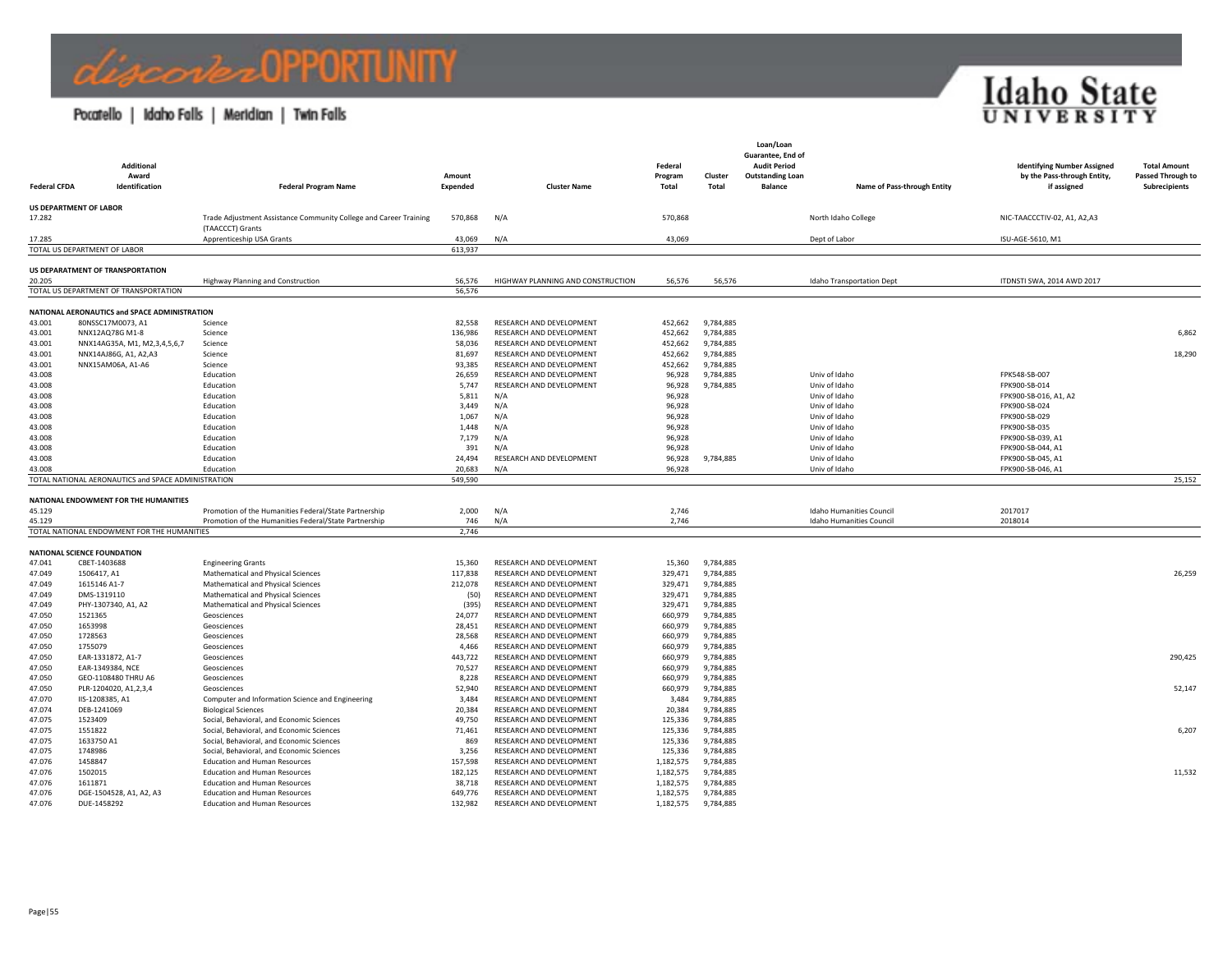| Federal CFDA | Additional Award Identification | Federal Program Name | Amount Expended | Cluster Name | Federal Program Total | Cluster Total | Loan/Loan Guarantee, End of Audit Period Outstanding Loan Balance | Name of Pass-through Entity | Identifying Number Assigned by the Pass-through Entity, if assigned | Total Amount Passed Through to Subrecipients |
|---|---|---|---|---|---|---|---|---|---|---|
| **US DEPARTMENT OF LABOR** | | | | | | | | | | |
| 17.282 | | Trade Adjustment Assistance Community College and Career Training (TAACCCT) Grants | 570,868 | N/A | 570,868 | | | North Idaho College | NIC-TAACCCTIV-02, A1, A2,A3 | |
| 17.285 | | Apprenticeship USA Grants | 43,069 | N/A | 43,069 | | | Dept of Labor | ISU-AGE-5610, M1 | |
| TOTAL US DEPARTMENT OF LABOR | | | 613,937 | | | | | | | |
| **US DEPARATMENT OF TRANSPORTATION** | | | | | | | | | | |
| 20.205 | | Highway Planning and Construction | 56,576 | HIGHWAY PLANNING AND CONSTRUCTION | 56,576 | 56,576 | | Idaho Transportation Dept | ITDNSTI SWA, 2014 AWD 2017 | |
| TOTAL US DEPARTMENT OF TRANSPORTATION | | | 56,576 | | | | | | | |
| **NATIONAL AERONAUTICS and SPACE ADMINISTRATION** | | | | | | | | | | |
| 43.001 | 80NSSC17M0073, A1 | Science | 82,558 | RESEARCH AND DEVELOPMENT | 452,662 | 9,784,885 | | | | |
| 43.001 | NNX12AQ78G M1-8 | Science | 136,986 | RESEARCH AND DEVELOPMENT | 452,662 | 9,784,885 | | | | 6,862 |
| 43.001 | NNX14AG35A, M1, M2,3,4,5,6,7 | Science | 58,036 | RESEARCH AND DEVELOPMENT | 452,662 | 9,784,885 | | | | |
| 43.001 | NNX14AJ86G, A1, A2,A3 | Science | 81,697 | RESEARCH AND DEVELOPMENT | 452,662 | 9,784,885 | | | | 18,290 |
| 43.001 | NNX15AM06A, A1-A6 | Science | 93,385 | RESEARCH AND DEVELOPMENT | 452,662 | 9,784,885 | | | | |
| 43.008 | | Education | 26,659 | RESEARCH AND DEVELOPMENT | 96,928 | 9,784,885 | | Univ of Idaho | FPK548-SB-007 | |
| 43.008 | | Education | 5,747 | RESEARCH AND DEVELOPMENT | 96,928 | 9,784,885 | | Univ of Idaho | FPK900-SB-014 | |
| 43.008 | | Education | 5,811 | N/A | 96,928 | | | Univ of Idaho | FPK900-SB-016, A1, A2 | |
| 43.008 | | Education | 3,449 | N/A | 96,928 | | | Univ of Idaho | FPK900-SB-024 | |
| 43.008 | | Education | 1,067 | N/A | 96,928 | | | Univ of Idaho | FPK900-SB-029 | |
| 43.008 | | Education | 1,448 | N/A | 96,928 | | | Univ of Idaho | FPK900-SB-035 | |
| 43.008 | | Education | 7,179 | N/A | 96,928 | | | Univ of Idaho | FPK900-SB-039, A1 | |
| 43.008 | | Education | 391 | N/A | 96,928 | | | Univ of Idaho | FPK900-SB-044, A1 | |
| 43.008 | | Education | 24,494 | RESEARCH AND DEVELOPMENT | 96,928 | 9,784,885 | | Univ of Idaho | FPK900-SB-045, A1 | |
| 43.008 | | Education | 20,683 | N/A | 96,928 | | | Univ of Idaho | FPK900-SB-046, A1 | |
| TOTAL NATIONAL AERONAUTICS and SPACE ADMINISTRATION | | | 549,590 | | | | | | | 25,152 |
| **NATIONAL ENDOWMENT FOR THE HUMANITIES** | | | | | | | | | | |
| 45.129 | | Promotion of the Humanities Federal/State Partnership | 2,000 | N/A | 2,746 | | | Idaho Humanities Council | 2017017 | |
| 45.129 | | Promotion of the Humanities Federal/State Partnership | 746 | N/A | 2,746 | | | Idaho Humanities Council | 2018014 | |
| TOTAL NATIONAL ENDOWMENT FOR THE HUMANITIES | | | 2,746 | | | | | | | |
| **NATIONAL SCIENCE FOUNDATION** | | | | | | | | | | |
| 47.041 | CBET-1403688 | Engineering Grants | 15,360 | RESEARCH AND DEVELOPMENT | 15,360 | 9,784,885 | | | | |
| 47.049 | 1506417, A1 | Mathematical and Physical Sciences | 117,838 | RESEARCH AND DEVELOPMENT | 329,471 | 9,784,885 | | | | 26,259 |
| 47.049 | 1615146 A1-7 | Mathematical and Physical Sciences | 212,078 | RESEARCH AND DEVELOPMENT | 329,471 | 9,784,885 | | | | |
| 47.049 | DMS-1319110 | Mathematical and Physical Sciences | (50) | RESEARCH AND DEVELOPMENT | 329,471 | 9,784,885 | | | | |
| 47.049 | PHY-1307340, A1, A2 | Mathematical and Physical Sciences | (395) | RESEARCH AND DEVELOPMENT | 329,471 | 9,784,885 | | | | |
| 47.050 | 1521365 | Geosciences | 24,077 | RESEARCH AND DEVELOPMENT | 660,979 | 9,784,885 | | | | |
| 47.050 | 1653998 | Geosciences | 28,451 | RESEARCH AND DEVELOPMENT | 660,979 | 9,784,885 | | | | |
| 47.050 | 1728563 | Geosciences | 28,568 | RESEARCH AND DEVELOPMENT | 660,979 | 9,784,885 | | | | |
| 47.050 | 1755079 | Geosciences | 4,466 | RESEARCH AND DEVELOPMENT | 660,979 | 9,784,885 | | | | |
| 47.050 | EAR-1331872, A1-7 | Geosciences | 443,722 | RESEARCH AND DEVELOPMENT | 660,979 | 9,784,885 | | | | 290,425 |
| 47.050 | EAR-1349384, NCE | Geosciences | 70,527 | RESEARCH AND DEVELOPMENT | 660,979 | 9,784,885 | | | | |
| 47.050 | GEO-1108480 THRU A6 | Geosciences | 8,228 | RESEARCH AND DEVELOPMENT | 660,979 | 9,784,885 | | | | |
| 47.050 | PLR-1204020, A1,2,3,4 | Geosciences | 52,940 | RESEARCH AND DEVELOPMENT | 660,979 | 9,784,885 | | | | 52,147 |
| 47.070 | IIS-1208385, A1 | Computer and Information Science and Engineering | 3,484 | RESEARCH AND DEVELOPMENT | 3,484 | 9,784,885 | | | | |
| 47.074 | DEB-1241069 | Biological Sciences | 20,384 | RESEARCH AND DEVELOPMENT | 20,384 | 9,784,885 | | | | |
| 47.075 | 1523409 | Social, Behavioral, and Economic Sciences | 49,750 | RESEARCH AND DEVELOPMENT | 125,336 | 9,784,885 | | | | |
| 47.075 | 1551822 | Social, Behavioral, and Economic Sciences | 71,461 | RESEARCH AND DEVELOPMENT | 125,336 | 9,784,885 | | | | 6,207 |
| 47.075 | 1633750 A1 | Social, Behavioral, and Economic Sciences | 869 | RESEARCH AND DEVELOPMENT | 125,336 | 9,784,885 | | | | |
| 47.075 | 1748986 | Social, Behavioral, and Economic Sciences | 3,256 | RESEARCH AND DEVELOPMENT | 125,336 | 9,784,885 | | | | |
| 47.076 | 1458847 | Education and Human Resources | 157,598 | RESEARCH AND DEVELOPMENT | 1,182,575 | 9,784,885 | | | | |
| 47.076 | 1502015 | Education and Human Resources | 182,125 | RESEARCH AND DEVELOPMENT | 1,182,575 | 9,784,885 | | | | 11,532 |
| 47.076 | 1611871 | Education and Human Resources | 38,718 | RESEARCH AND DEVELOPMENT | 1,182,575 | 9,784,885 | | | | |
| 47.076 | DGE-1504528, A1, A2, A3 | Education and Human Resources | 649,776 | RESEARCH AND DEVELOPMENT | 1,182,575 | 9,784,885 | | | | |
| 47.076 | DUE-1458292 | Education and Human Resources | 132,982 | RESEARCH AND DEVELOPMENT | 1,182,575 | 9,784,885 | | | | |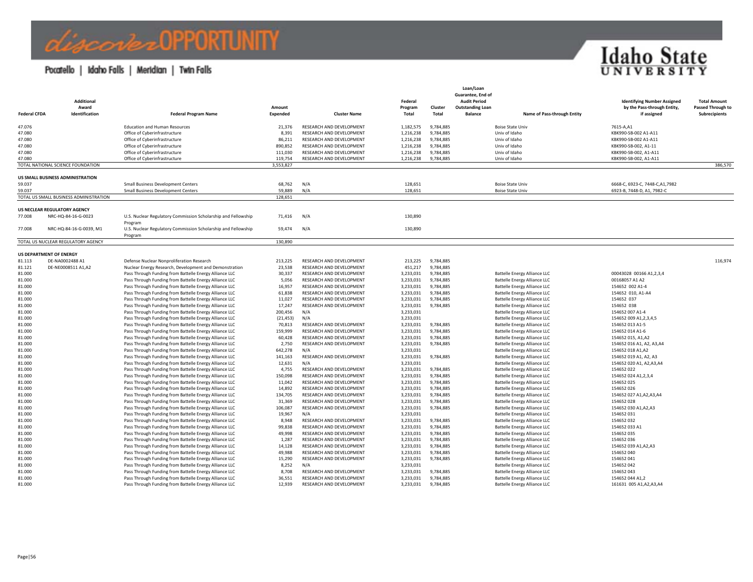| Federal CFDA | Additional Award Identification | Federal Program Name | Amount Expended | Cluster Name | Federal Program Total | Cluster Total | Loan/Loan Guarantee, End of Audit Period Outstanding Loan Balance | Name of Pass-through Entity | Identifying Number Assigned by the Pass-through Entity, if assigned | Total Amount Passed Through to Subrecipients |
|---|---|---|---|---|---|---|---|---|---|---|
| 47.076 | | Education and Human Resources | 21,376 | RESEARCH AND DEVELOPMENT | 1,182,575 | 9,784,885 | | Boise State Univ | 7615-A,A1 | |
| 47.080 | | Office of Cyberinfrastructure | 8,391 | RESEARCH AND DEVELOPMENT | 1,216,238 | 9,784,885 | | Univ of Idaho | KBK990-SB-002 A1-A11 | |
| 47.080 | | Office of Cyberinfrastructure | 86,211 | RESEARCH AND DEVELOPMENT | 1,216,238 | 9,784,885 | | Univ of Idaho | KBK990-SB-002 A1-A11 | |
| 47.080 | | Office of Cyberinfrastructure | 890,852 | RESEARCH AND DEVELOPMENT | 1,216,238 | 9,784,885 | | Univ of Idaho | KBK990-SB-002, A1-11 | |
| 47.080 | | Office of Cyberinfrastructure | 111,030 | RESEARCH AND DEVELOPMENT | 1,216,238 | 9,784,885 | | Univ of Idaho | KBK990-SB-002, A1-A11 | |
| 47.080 | | Office of Cyberinfrastructure | 119,754 | RESEARCH AND DEVELOPMENT | 1,216,238 | 9,784,885 | | Univ of Idaho | KBK990-SB-002, A1-A11 | |
| TOTAL NATIONAL SCIENCE FOUNDATION | | | 3,553,827 | | | | | | | 386,570 |
| **US SMALL BUSINESS ADMINISTRATION** | | | | | | | | | | |
| 59.037 | | Small Business Development Centers | 68,762 | N/A | 128,651 | | | Boise State Univ | 6668-C, 6923-C, 7448-C,A1,7982 | |
| 59.037 | | Small Business Development Centers | 59,889 | N/A | 128,651 | | | Boise State Univ | 6923-B, 7448-D, A1, 7982-C | |
| TOTAL US SMALL BUSINESS ADMINISTRATION | | | 128,651 | | | | | | | |
| **US NECLEAR REGULATORY AGENCY** | | | | | | | | | | |
| 77.008 | NRC-HQ-84-16-G-0023 | U.S. Nuclear Regulatory Commission Scholarship and Fellowship Program | 71,416 | N/A | 130,890 | | | | | |
| 77.008 | NRC-HQ-84-16-G-0039, M1 | U.S. Nuclear Regulatory Commission Scholarship and Fellowship Program | 59,474 | N/A | 130,890 | | | | | |
| TOTAL US NUCLEAR REGULATORY AGENCY | | | 130,890 | | | | | | | |
| **US DEPARTMENT OF ENERGY** | | | | | | | | | | |
| 81.113 | DE-NA0002488 A1 | Defense Nuclear Nonproliferation Research | 213,225 | RESEARCH AND DEVELOPMENT | 213,225 | 9,784,885 | | | | 116,974 |
| 81.121 | DE-NE0008511 A1,A2 | Nuclear Energy Research, Development and Demonstration | 23,538 | RESEARCH AND DEVELOPMENT | 451,217 | 9,784,885 | | | | |
| 81.000 | | Pass Through Funding from Battelle Energy Alliance LLC | 30,337 | RESEARCH AND DEVELOPMENT | 3,233,031 | 9,784,885 | | Battelle Energy Alliance LLC | 00043028 00166 A1,2,3,4 | |
| 81.000 | | Pass Through Funding from Battelle Energy Alliance LLC | 5,056 | RESEARCH AND DEVELOPMENT | 3,233,031 | 9,784,885 | | Battelle Energy Alliance LLC | 00168057 A1 A2 | |
| 81.000 | | Pass Through Funding from Battelle Energy Alliance LLC | 16,957 | RESEARCH AND DEVELOPMENT | 3,233,031 | 9,784,885 | | Battelle Energy Alliance LLC | 154652 002 A1-4 | |
| 81.000 | | Pass Through Funding from Battelle Energy Alliance LLC | 61,838 | RESEARCH AND DEVELOPMENT | 3,233,031 | 9,784,885 | | Battelle Energy Alliance LLC | 154652 010, A1-A4 | |
| 81.000 | | Pass Through Funding from Battelle Energy Alliance LLC | 11,027 | RESEARCH AND DEVELOPMENT | 3,233,031 | 9,784,885 | | Battelle Energy Alliance LLC | 154652 037 | |
| 81.000 | | Pass Through Funding from Battelle Energy Alliance LLC | 17,247 | RESEARCH AND DEVELOPMENT | 3,233,031 | 9,784,885 | | Battelle Energy Alliance LLC | 154652 038 | |
| 81.000 | | Pass Through Funding from Battelle Energy Alliance LLC | 200,456 | N/A | 3,233,031 | | | Battelle Energy Alliance LLC | 154652 007 A1-4 | |
| 81.000 | | Pass Through Funding from Battelle Energy Alliance LLC | (21,453) | N/A | 3,233,031 | | | Battelle Energy Alliance LLC | 154652 009 A1,2,3,4,5 | |
| 81.000 | | Pass Through Funding from Battelle Energy Alliance LLC | 70,813 | RESEARCH AND DEVELOPMENT | 3,233,031 | 9,784,885 | | Battelle Energy Alliance LLC | 154652 013 A1-5 | |
| 81.000 | | Pass Through Funding from Battelle Energy Alliance LLC | 159,999 | RESEARCH AND DEVELOPMENT | 3,233,031 | 9,784,885 | | Battelle Energy Alliance LLC | 154652 014 A1-6 | |
| 81.000 | | Pass Through Funding from Battelle Energy Alliance LLC | 60,428 | RESEARCH AND DEVELOPMENT | 3,233,031 | 9,784,885 | | Battelle Energy Alliance LLC | 154652 015, A1,A2 | |
| 81.000 | | Pass Through Funding from Battelle Energy Alliance LLC | 2,750 | RESEARCH AND DEVELOPMENT | 3,233,031 | 9,784,885 | | Battelle Energy Alliance LLC | 154652 016 A1, A2, A3,A4 | |
| 81.000 | | Pass Through Funding from Battelle Energy Alliance LLC | 642,278 | N/A | 3,233,031 | | | Battelle Energy Alliance LLC | 154652 018 A1,A2 | |
| 81.000 | | Pass Through Funding from Battelle Energy Alliance LLC | 141,163 | RESEARCH AND DEVELOPMENT | 3,233,031 | 9,784,885 | | Battelle Energy Alliance LLC | 154652 019 A1, A2, A3 | |
| 81.000 | | Pass Through Funding from Battelle Energy Alliance LLC | 12,631 | N/A | 3,233,031 | | | Battelle Energy Alliance LLC | 154652 020 A1, A2,A3,A4 | |
| 81.000 | | Pass Through Funding from Battelle Energy Alliance LLC | 4,755 | RESEARCH AND DEVELOPMENT | 3,233,031 | 9,784,885 | | Battelle Energy Alliance LLC | 154652 022 | |
| 81.000 | | Pass Through Funding from Battelle Energy Alliance LLC | 150,098 | RESEARCH AND DEVELOPMENT | 3,233,031 | 9,784,885 | | Battelle Energy Alliance LLC | 154652 024 A1,2,3,4 | |
| 81.000 | | Pass Through Funding from Battelle Energy Alliance LLC | 11,042 | RESEARCH AND DEVELOPMENT | 3,233,031 | 9,784,885 | | Battelle Energy Alliance LLC | 154652 025 | |
| 81.000 | | Pass Through Funding from Battelle Energy Alliance LLC | 14,892 | RESEARCH AND DEVELOPMENT | 3,233,031 | 9,784,885 | | Battelle Energy Alliance LLC | 154652 026 | |
| 81.000 | | Pass Through Funding from Battelle Energy Alliance LLC | 134,705 | RESEARCH AND DEVELOPMENT | 3,233,031 | 9,784,885 | | Battelle Energy Alliance LLC | 154652 027 A1,A2,A3,A4 | |
| 81.000 | | Pass Through Funding from Battelle Energy Alliance LLC | 31,369 | RESEARCH AND DEVELOPMENT | 3,233,031 | 9,784,885 | | Battelle Energy Alliance LLC | 154652 028 | |
| 81.000 | | Pass Through Funding from Battelle Energy Alliance LLC | 106,087 | RESEARCH AND DEVELOPMENT | 3,233,031 | 9,784,885 | | Battelle Energy Alliance LLC | 154652 030 A1,A2,A3 | |
| 81.000 | | Pass Through Funding from Battelle Energy Alliance LLC | 19,967 | N/A | 3,233,031 | | | Battelle Energy Alliance LLC | 154652 031 | |
| 81.000 | | Pass Through Funding from Battelle Energy Alliance LLC | 8,948 | RESEARCH AND DEVELOPMENT | 3,233,031 | 9,784,885 | | Battelle Energy Alliance LLC | 154652 032 | |
| 81.000 | | Pass Through Funding from Battelle Energy Alliance LLC | 99,838 | RESEARCH AND DEVELOPMENT | 3,233,031 | 9,784,885 | | Battelle Energy Alliance LLC | 154652 033 A1 | |
| 81.000 | | Pass Through Funding from Battelle Energy Alliance LLC | 49,998 | RESEARCH AND DEVELOPMENT | 3,233,031 | 9,784,885 | | Battelle Energy Alliance LLC | 154652 035 | |
| 81.000 | | Pass Through Funding from Battelle Energy Alliance LLC | 1,287 | RESEARCH AND DEVELOPMENT | 3,233,031 | 9,784,885 | | Battelle Energy Alliance LLC | 154652 036 | |
| 81.000 | | Pass Through Funding from Battelle Energy Alliance LLC | 14,128 | RESEARCH AND DEVELOPMENT | 3,233,031 | 9,784,885 | | Battelle Energy Alliance LLC | 154652 039 A1,A2,A3 | |
| 81.000 | | Pass Through Funding from Battelle Energy Alliance LLC | 49,988 | RESEARCH AND DEVELOPMENT | 3,233,031 | 9,784,885 | | Battelle Energy Alliance LLC | 154652 040 | |
| 81.000 | | Pass Through Funding from Battelle Energy Alliance LLC | 15,290 | RESEARCH AND DEVELOPMENT | 3,233,031 | 9,784,885 | | Battelle Energy Alliance LLC | 154652 041 | |
| 81.000 | | Pass Through Funding from Battelle Energy Alliance LLC | 8,252 | N/A | 3,233,031 | | | Battelle Energy Alliance LLC | 154652 042 | |
| 81.000 | | Pass Through Funding from Battelle Energy Alliance LLC | 8,708 | RESEARCH AND DEVELOPMENT | 3,233,031 | 9,784,885 | | Battelle Energy Alliance LLC | 154652 043 | |
| 81.000 | | Pass Through Funding from Battelle Energy Alliance LLC | 36,551 | RESEARCH AND DEVELOPMENT | 3,233,031 | 9,784,885 | | Battelle Energy Alliance LLC | 154652 044 A1,2 | |
| 81.000 | | Pass Through Funding from Battelle Energy Alliance LLC | 12,939 | RESEARCH AND DEVELOPMENT | 3,233,031 | 9,784,885 | | Battelle Energy Alliance LLC | 161631 005 A1,A2,A3,A4 | |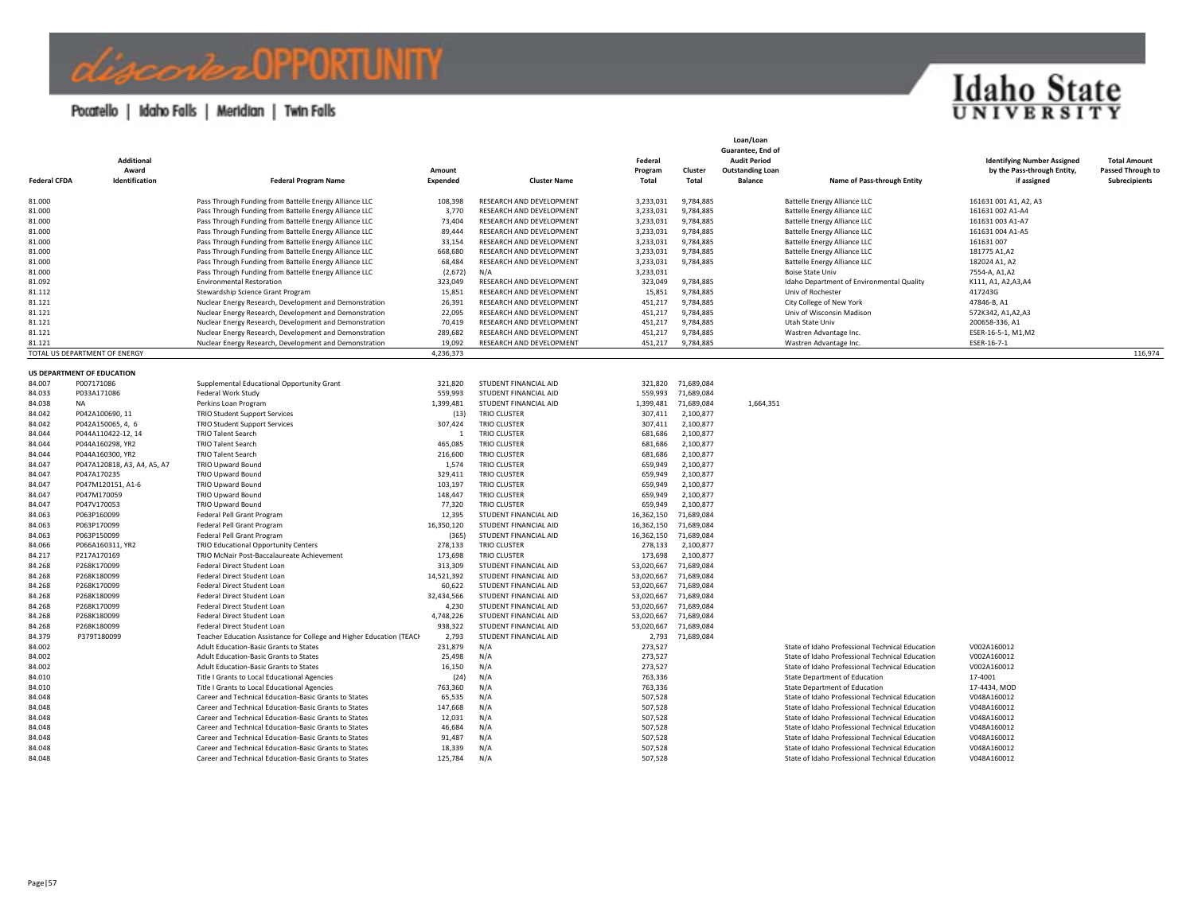| Federal CFDA | Additional Award Identification | Federal Program Name | Amount Expended | Cluster Name | Federal Program Total | Cluster Total | Loan/Loan Guarantee, End of Audit Period Outstanding Loan Balance | Name of Pass-through Entity | Identifying Number Assigned by the Pass-through Entity, if assigned | Total Amount Passed Through to Subrecipients |
|---|---|---|---|---|---|---|---|---|---|---|
| 81.000 | | Pass Through Funding from Battelle Energy Alliance LLC | 108,398 | RESEARCH AND DEVELOPMENT | 3,233,031 | 9,784,885 | | Battelle Energy Alliance LLC | 161631 001 A1, A2, A3 | |
| 81.000 | | Pass Through Funding from Battelle Energy Alliance LLC | 3,770 | RESEARCH AND DEVELOPMENT | 3,233,031 | 9,784,885 | | Battelle Energy Alliance LLC | 161631 002 A1-A4 | |
| 81.000 | | Pass Through Funding from Battelle Energy Alliance LLC | 73,404 | RESEARCH AND DEVELOPMENT | 3,233,031 | 9,784,885 | | Battelle Energy Alliance LLC | 161631 003 A1-A7 | |
| 81.000 | | Pass Through Funding from Battelle Energy Alliance LLC | 89,444 | RESEARCH AND DEVELOPMENT | 3,233,031 | 9,784,885 | | Battelle Energy Alliance LLC | 161631 004 A1-A5 | |
| 81.000 | | Pass Through Funding from Battelle Energy Alliance LLC | 33,154 | RESEARCH AND DEVELOPMENT | 3,233,031 | 9,784,885 | | Battelle Energy Alliance LLC | 161631 007 | |
| 81.000 | | Pass Through Funding from Battelle Energy Alliance LLC | 668,680 | RESEARCH AND DEVELOPMENT | 3,233,031 | 9,784,885 | | Battelle Energy Alliance LLC | 181775 A1,A2 | |
| 81.000 | | Pass Through Funding from Battelle Energy Alliance LLC | 68,484 | RESEARCH AND DEVELOPMENT | 3,233,031 | 9,784,885 | | Battelle Energy Alliance LLC | 182024 A1, A2 | |
| 81.000 | | Pass Through Funding from Battelle Energy Alliance LLC | (2,672) | N/A | 3,233,031 | | | Boise State Univ | 7554-A, A1,A2 | |
| 81.092 | | Environmental Restoration | 323,049 | RESEARCH AND DEVELOPMENT | 323,049 | 9,784,885 | | Idaho Department of Environmental Quality | K111, A1, A2,A3,A4 | |
| 81.112 | | Stewardship Science Grant Program | 15,851 | RESEARCH AND DEVELOPMENT | 15,851 | 9,784,885 | | Univ of Rochester | 417243G | |
| 81.121 | | Nuclear Energy Research, Development and Demonstration | 26,391 | RESEARCH AND DEVELOPMENT | 451,217 | 9,784,885 | | City College of New York | 47846-B, A1 | |
| 81.121 | | Nuclear Energy Research, Development and Demonstration | 22,095 | RESEARCH AND DEVELOPMENT | 451,217 | 9,784,885 | | Univ of Wisconsin Madison | 572K342, A1,A2,A3 | |
| 81.121 | | Nuclear Energy Research, Development and Demonstration | 70,419 | RESEARCH AND DEVELOPMENT | 451,217 | 9,784,885 | | Utah State Univ | 200658-336, A1 | |
| 81.121 | | Nuclear Energy Research, Development and Demonstration | 289,682 | RESEARCH AND DEVELOPMENT | 451,217 | 9,784,885 | | Wastren Advantage Inc. | ESER-16-5-1, M1,M2 | |
| 81.121 | | Nuclear Energy Research, Development and Demonstration | 19,092 | RESEARCH AND DEVELOPMENT | 451,217 | 9,784,885 | | Wastren Advantage Inc. | ESER-16-7-1 | |
| TOTAL US DEPARTMENT OF ENERGY | | | 4,236,373 | | | | | | | 116,974 |
| **US DEPARTMENT OF EDUCATION** | | | | | | | | | | |
| 84.007 | P007171086 | Supplemental Educational Opportunity Grant | 321,820 | STUDENT FINANCIAL AID | 321,820 | 71,689,084 | | | | |
| 84.033 | P033A171086 | Federal Work Study | 559,993 | STUDENT FINANCIAL AID | 559,993 | 71,689,084 | | | | |
| 84.038 | NA | Perkins Loan Program | 1,399,481 | STUDENT FINANCIAL AID | 1,399,481 | 71,689,084 | 1,664,351 | | | |
| 84.042 | P042A100690, 11 | TRIO Student Support Services | (13) | TRIO CLUSTER | 307,411 | 2,100,877 | | | | |
| 84.042 | P042A150065, 4, 6 | TRIO Student Support Services | 307,424 | TRIO CLUSTER | 307,411 | 2,100,877 | | | | |
| 84.044 | P044A110422-12, 14 | TRIO Talent Search | 1 | TRIO CLUSTER | 681,686 | 2,100,877 | | | | |
| 84.044 | P044A160298, YR2 | TRIO Talent Search | 465,085 | TRIO CLUSTER | 681,686 | 2,100,877 | | | | |
| 84.044 | P044A160300, YR2 | TRIO Talent Search | 216,600 | TRIO CLUSTER | 681,686 | 2,100,877 | | | | |
| 84.047 | P047A120818, A3, A4, A5, A7 | TRIO Upward Bound | 1,574 | TRIO CLUSTER | 659,949 | 2,100,877 | | | | |
| 84.047 | P047A170235 | TRIO Upward Bound | 329,411 | TRIO CLUSTER | 659,949 | 2,100,877 | | | | |
| 84.047 | P047M120151, A1-6 | TRIO Upward Bound | 103,197 | TRIO CLUSTER | 659,949 | 2,100,877 | | | | |
| 84.047 | P047M170059 | TRIO Upward Bound | 148,447 | TRIO CLUSTER | 659,949 | 2,100,877 | | | | |
| 84.047 | P047V170053 | TRIO Upward Bound | 77,320 | TRIO CLUSTER | 659,949 | 2,100,877 | | | | |
| 84.063 | P063P160099 | Federal Pell Grant Program | 12,395 | STUDENT FINANCIAL AID | 16,362,150 | 71,689,084 | | | | |
| 84.063 | P063P170099 | Federal Pell Grant Program | 16,350,120 | STUDENT FINANCIAL AID | 16,362,150 | 71,689,084 | | | | |
| 84.063 | P063P150099 | Federal Pell Grant Program | (365) | STUDENT FINANCIAL AID | 16,362,150 | 71,689,084 | | | | |
| 84.066 | P066A160311, YR2 | TRIO Educational Opportunity Centers | 278,133 | TRIO CLUSTER | 278,133 | 2,100,877 | | | | |
| 84.217 | P217A170169 | TRIO McNair Post-Baccalaureate Achievement | 173,698 | TRIO CLUSTER | 173,698 | 2,100,877 | | | | |
| 84.268 | P268K170099 | Federal Direct Student Loan | 313,309 | STUDENT FINANCIAL AID | 53,020,667 | 71,689,084 | | | | |
| 84.268 | P268K180099 | Federal Direct Student Loan | 14,521,392 | STUDENT FINANCIAL AID | 53,020,667 | 71,689,084 | | | | |
| 84.268 | P268K170099 | Federal Direct Student Loan | 60,622 | STUDENT FINANCIAL AID | 53,020,667 | 71,689,084 | | | | |
| 84.268 | P268K180099 | Federal Direct Student Loan | 32,434,566 | STUDENT FINANCIAL AID | 53,020,667 | 71,689,084 | | | | |
| 84.268 | P268K170099 | Federal Direct Student Loan | 4,230 | STUDENT FINANCIAL AID | 53,020,667 | 71,689,084 | | | | |
| 84.268 | P268K180099 | Federal Direct Student Loan | 4,748,226 | STUDENT FINANCIAL AID | 53,020,667 | 71,689,084 | | | | |
| 84.268 | P268K180099 | Federal Direct Student Loan | 938,322 | STUDENT FINANCIAL AID | 53,020,667 | 71,689,084 | | | | |
| 84.379 | P379T180099 | Teacher Education Assistance for College and Higher Education (TEACH | 2,793 | STUDENT FINANCIAL AID | 2,793 | 71,689,084 | | | | |
| 84.002 | | Adult Education-Basic Grants to States | 231,879 | N/A | 273,527 | | | State of Idaho Professional Technical Education | V002A160012 | |
| 84.002 | | Adult Education-Basic Grants to States | 25,498 | N/A | 273,527 | | | State of Idaho Professional Technical Education | V002A160012 | |
| 84.002 | | Adult Education-Basic Grants to States | 16,150 | N/A | 273,527 | | | State of Idaho Professional Technical Education | V002A160012 | |
| 84.010 | | Title I Grants to Local Educational Agencies | (24) | N/A | 763,336 | | | State Department of Education | 17-4001 | |
| 84.010 | | Title I Grants to Local Educational Agencies | 763,360 | N/A | 763,336 | | | State Department of Education | 17-4434, MOD | |
| 84.048 | | Career and Technical Education-Basic Grants to States | 65,535 | N/A | 507,528 | | | State of Idaho Professional Technical Education | V048A160012 | |
| 84.048 | | Career and Technical Education-Basic Grants to States | 147,668 | N/A | 507,528 | | | State of Idaho Professional Technical Education | V048A160012 | |
| 84.048 | | Career and Technical Education-Basic Grants to States | 12,031 | N/A | 507,528 | | | State of Idaho Professional Technical Education | V048A160012 | |
| 84.048 | | Career and Technical Education-Basic Grants to States | 46,684 | N/A | 507,528 | | | State of Idaho Professional Technical Education | V048A160012 | |
| 84.048 | | Career and Technical Education-Basic Grants to States | 91,487 | N/A | 507,528 | | | State of Idaho Professional Technical Education | V048A160012 | |
| 84.048 | | Career and Technical Education-Basic Grants to States | 18,339 | N/A | 507,528 | | | State of Idaho Professional Technical Education | V048A160012 | |
| 84.048 | | Career and Technical Education-Basic Grants to States | 125,784 | N/A | 507,528 | | | State of Idaho Professional Technical Education | V048A160012 | |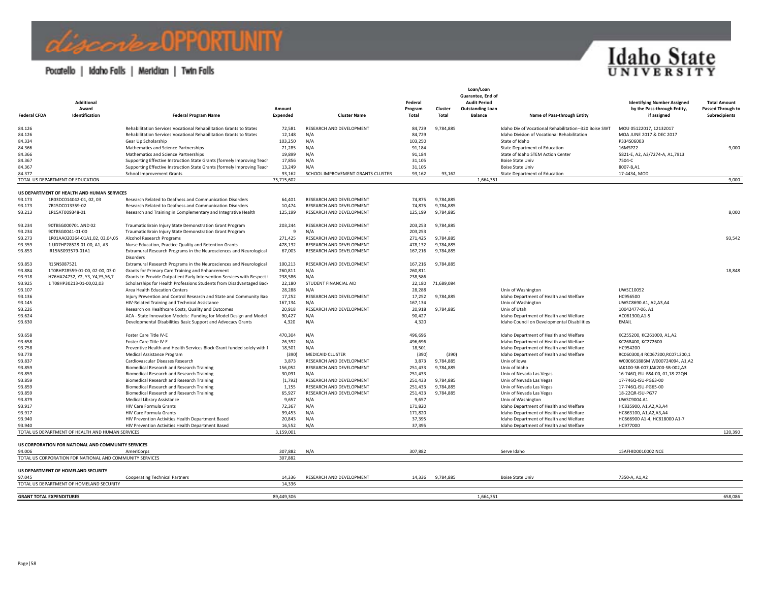| Federal CFDA | Additional Award Identification | Federal Program Name | Amount Expended | Cluster Name | Federal Program Total | Cluster Total | Loan/Loan Guarantee, End of Audit Period Outstanding Loan Balance | Name of Pass-through Entity | Identifying Number Assigned by the Pass-through Entity, if assigned | Total Amount Passed Through to Subrecipients |
|---|---|---|---|---|---|---|---|---|---|---|
| 84.126 | | Rehabilitation Services Vocational Rehabilitation Grants to States | 72,581 | RESEARCH AND DEVELOPMENT | 84,729 | 9,784,885 | | Idaho Div of Vocational Rehabilitation--320 Boise SWT | MOU 05122017, 12132017 | |
| 84.126 | | Rehabilitation Services Vocational Rehabilitation Grants to States | 12,148 | N/A | 84,729 | | | Idaho Division of Vocational Rehabilitation | MOA JUNE 2017 & DEC 2017 | |
| 84.334 | | Gear Up Scholarship | 103,250 | N/A | 103,250 | | | State of Idaho | P334S06003 | |
| 84.366 | | Mathematics and Science Partnerships | 71,285 | N/A | 91,184 | | | State Department of Education | 16MSP22 | 9,000 |
| 84.366 | | Mathematics and Science Partnerships | 19,899 | N/A | 91,184 | | | State of Idaho STEM Action Center | 5821-E, A2, A3/7274-A, A1,7913 | |
| 84.367 | | Supporting Effective Instruction State Grants (formely Improving Teach | 17,856 | N/A | 31,105 | | | Boise State Univ | 7504-C | |
| 84.367 | | Supporting Effective Instruction State Grants (formely Improving Teach | 13,249 | N/A | 31,105 | | | Boise State Univ | 8007-B,A1 | |
| 84.377 | | School Improvement Grants | 93,162 | SCHOOL IMPROVEMENT GRANTS CLUSTER | 93,162 | 93,162 | | State Department of Education | 17-4434, MOD | |
| TOTAL US DEPARTMENT OF EDUCATION | | | 75,715,602 | | | | 1,664,351 | | | 9,000 |
| **US DEPARTMENT OF HEALTH AND HUMAN SERVICES** | | | | | | | | | | |
| 93.173 | 1R03DC014042-01, 02, 03 | Research Related to Deafness and Communication Disorders | 64,401 | RESEARCH AND DEVELOPMENT | 74,875 | 9,784,885 | | | | |
| 93.173 | 7R15DC013359-02 | Research Related to Deafness and Communication Disorders | 10,474 | RESEARCH AND DEVELOPMENT | 74,875 | 9,784,885 | | | | |
| 93.213 | 1R15AT009348-01 | Research and Training in Complementary and Integrative Health | 125,199 | RESEARCH AND DEVELOPMENT | 125,199 | 9,784,885 | | | | 8,000 |
| 93.234 | 90TBSG000701 AND 02 | Traumatic Brain Injury State Demonstration Grant Program | 203,244 | RESEARCH AND DEVELOPMENT | 203,253 | 9,784,885 | | | | |
| 93.234 | 90TBSG0041-01-00 | Traumatic Brain Injury State Demonstration Grant Program | 9 | N/A | 203,253 | - | | | | |
| 93.273 | 1R01AA020364-01A1,02, 03,04,05 | Alcohol Research Programs | 271,425 | RESEARCH AND DEVELOPMENT | 271,425 | 9,784,885 | | | | 93,542 |
| 93.359 | 1 UD7HP28528-01-00, A1, A3 | Nurse Education, Practice Quality and Retention Grants | 478,132 | RESEARCH AND DEVELOPMENT | 478,132 | 9,784,885 | | | | |
| 93.853 | IR15NS093579-01A1 | Extramural Research Programs in the Neurosciences and Neurological Disorders | 67,003 | RESEARCH AND DEVELOPMENT | 167,216 | 9,784,885 | | | | |
| 93.853 | R15NS087521 | Extramural Research Programs in the Neurosciences and Neurological | 100,213 | RESEARCH AND DEVELOPMENT | 167,216 | 9,784,885 | | | | |
| 93.884 | 1T0BHP28559-01-00, 02-00, 03-0 | Grants for Primary Care Training and Enhancement | 260,811 | N/A | 260,811 | | | | | 18,848 |
| 93.918 | H76HA24732, Y2, Y3, Y4,Y5,Y6,7 | Grants to Provide Outpatient Early Intervention Services with Respect t | 238,586 | N/A | 238,586 | | | | | |
| 93.925 | 1 T08HP30213-01-00,02,03 | Scholarships for Health Professions Students from Disadvantaged Back | 22,180 | STUDENT FINANCIAL AID | 22,180 | 71,689,084 | | | | |
| 93.107 | | Area Health Education Centers | 28,288 | N/A | 28,288 | | | Univ of Washington | UWSC10052 | |
| 93.136 | | Injury Prevention and Control Research and State and Community Base | 17,252 | RESEARCH AND DEVELOPMENT | 17,252 | 9,784,885 | | Idaho Department of Health and Welfare | HC956500 | |
| 93.145 | | HIV-Related Training and Technical Assistance | 167,134 | N/A | 167,134 | | | Univ of Washington | UWSC8690 A1, A2,A3,A4 | |
| 93.226 | | Research on Healthcare Costs, Quality and Outcomes | 20,918 | RESEARCH AND DEVELOPMENT | 20,918 | 9,784,885 | | Univ of Utah | 10042477-06, A1 | |
| 93.624 | | ACA - State Innovation Models: Funding for Model Design and Model | 90,427 | N/A | 90,427 | | | Idaho Department of Health and Welfare | AC061300,A1-5 | |
| 93.630 | | Developmental Disabilities Basic Support and Advocacy Grants | 4,320 | N/A | 4,320 | | | Idaho Council on Developmental Disabilities | EMAIL | |
| 93.658 | | Foster Care Title IV-E | 470,304 | N/A | 496,696 | | | Idaho Department of Health and Welfare | KC255200, KC261000, A1,A2 | |
| 93.658 | | Foster Care Title IV-E | 26,392 | N/A | 496,696 | | | Idaho Department of Health and Welfare | KC268400, KC272600 | |
| 93.758 | | Preventive Health and Health Services Block Grant funded solely with P | 18,501 | N/A | 18,501 | | | Idaho Department of Health and Welfare | HC954200 | |
| 93.778 | | Medical Assistance Program | (390) | MEDICAID CLUSTER | (390) | (390) | | Idaho Department of Health and Welfare | RC060300,4 RC067300,RC071300,1 | |
| 93.837 | | Cardiovascular Diseases Research | 3,873 | RESEARCH AND DEVELOPMENT | 3,873 | 9,784,885 | | Univ of Iowa | W000661886M W000724094, A1,A2 | |
| 93.859 | | Biomedical Research and Research Training | 156,052 | RESEARCH AND DEVELOPMENT | 251,433 | 9,784,885 | | Univ of Idaho | IAK100-SB-007,IAK200-SB-002,A3 | |
| 93.859 | | Biomedical Research and Research Training | 30,091 | N/A | 251,433 | | | Univ of Nevada Las Vegas | 16-746Q-ISU-BS4-00, 01,18-22QN | |
| 93.859 | | Biomedical Research and Research Training | (1,792) | RESEARCH AND DEVELOPMENT | 251,433 | 9,784,885 | | Univ of Nevada Las Vegas | 17-746Q-ISU-PG63-00 | |
| 93.859 | | Biomedical Research and Research Training | 1,155 | RESEARCH AND DEVELOPMENT | 251,433 | 9,784,885 | | Univ of Nevada Las Vegas | 17-746Q-ISU-PG65-00 | |
| 93.859 | | Biomedical Research and Research Training | 65,927 | RESEARCH AND DEVELOPMENT | 251,433 | 9,784,885 | | Univ of Nevada Las Vegas | 18-22QR-ISU-PG77 | |
| 93.879 | | Medical Library Assistance | 9,657 | N/A | 9,657 | | | Univ of Washington | UWSC9004 A1 | |
| 93.917 | | HIV Care Formula Grants | 72,367 | N/A | 171,820 | | | Idaho Department of Health and Welfare | HC835900, A1,A2,A3,A4 | |
| 93.917 | | HIV Care Formula Grants | 99,453 | N/A | 171,820 | | | Idaho Department of Health and Welfare | HC863100, A1,A2,A3,A4 | |
| 93.940 | | HIV Prevention Activities Health Department Based | 20,843 | N/A | 37,395 | | | Idaho Department of Health and Welfare | HC666900 A1-4, HC818000 A1-7 | |
| 93.940 | | HIV Prevention Activities Health Department Based | 16,552 | N/A | 37,395 | | | Idaho Department of Health and Welfare | HC977000 | |
| TOTAL US DEPARTMENT OF HEALTH AND HUMAN SERVICES | | | 3,159,001 | | | | | | | 120,390 |
| **US CORPORATION FOR NATIONAL AND COMMUNITY SERVICES** | | | | | | | | | | |
| 94.006 | | AmeriCorps | 307,882 | N/A | 307,882 | | | Serve Idaho | 15AFHID0010002 NCE | |
| TOTAL US CORPORATION FOR NATIONAL AND COMMUNITY SERVICES | | | 307,882 | | | | | | | |
| **US DEPARTMENT OF HOMELAND SECURITY** | | | | | | | | | | |
| 97.045 | | Cooperating Technical Partners | 14,336 | RESEARCH AND DEVELOPMENT | 14,336 | 9,784,885 | | Boise State Univ | 7350-A, A1,A2 | |
| TOTAL US DEPARTMENT OF HOMELAND SECURITY | | | 14,336 | | | | | | | |
| **GRANT TOTAL EXPENDITURES** | | | 89,449,306 | | | | 1,664,351 | | | 658,086 |